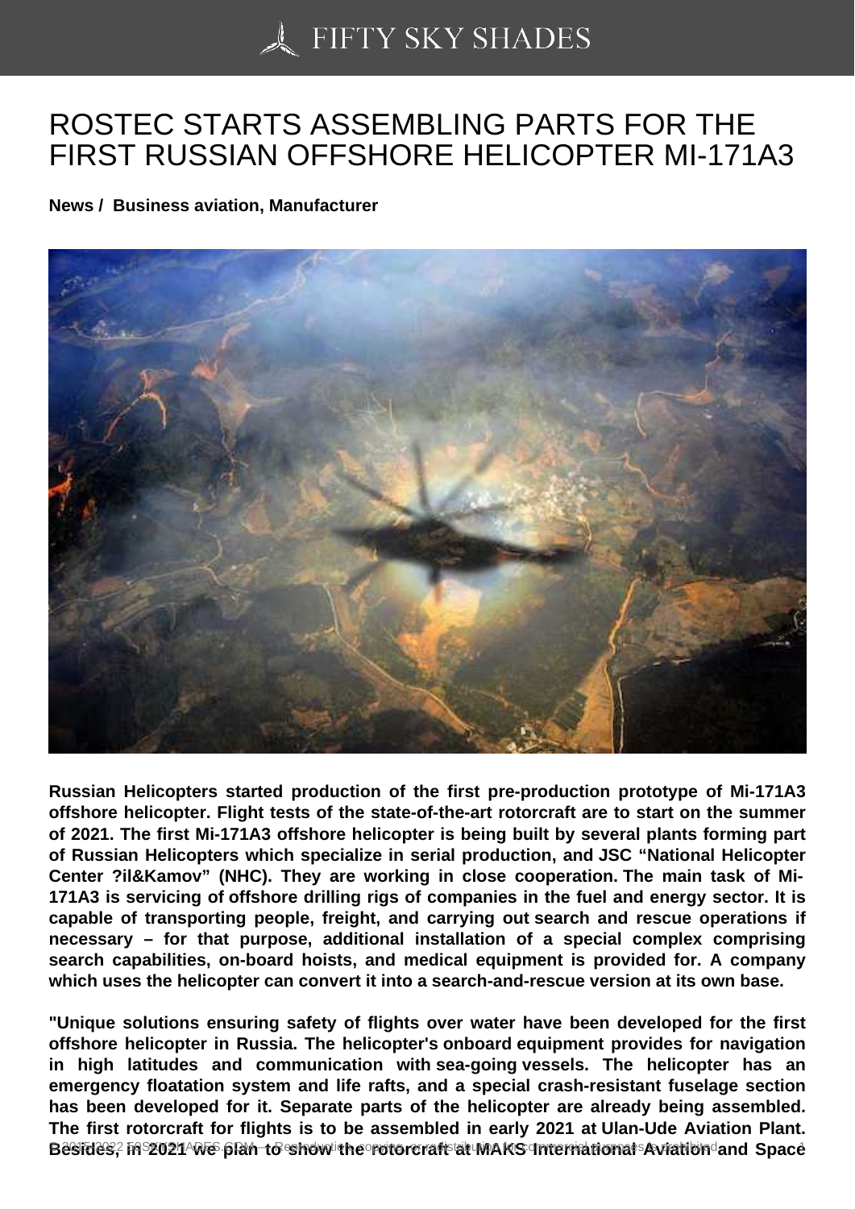# ROSTEC STARTS ASSEMBLING PARTS FOR THE FIRST RUSSIAN OFFSHORE HELICOPTER MI-171A3

**News / Business aviation, Manufacturer**

**Russian Helicopters started production of the first pre-production prototype of Mi-171A3 offshore helicopter. Flight tests of the state-of-the-art rotorcraft are to start on the summer of 2021. The first Mi-171A3 offshore helicopter is being built by several plants forming part of Russian Helicopters which specialize in serial production, and JSC "National Helicopter Center ?il&Kamov" (NHC). They are working in close cooperation. The main task of Mi-171A3 is servicing of offshore drilling rigs of companies in the fuel and energy sector. It is capable of transporting people, freight, and carrying out search and rescue operations if necessary – for that purpose, additional installation of a special complex comprising search capabilities, on-board hoists, and medical equipment is provided for. A company which uses the helicopter can convert it into a search-and-rescue version at its own base.**

**"Unique solutions ensuring safety of flights over water have been developed for the first offshore helicopter in Russia. The helicopter's onboard equipment provides for navigation in high latitudes and communication with sea-going vessels. The helicopter has an emergency floatation system and life rafts, and a special crash-resistant fuselage section has been developed for it. Separate parts of the helicopter are already being assembled. The first rotorcraft for flights is to be assembled in early 2021 at Ulan-Ude Aviation Plant. Besides, in 2021 we plan to show the rotorcraft at MAKS International Aviation and Space**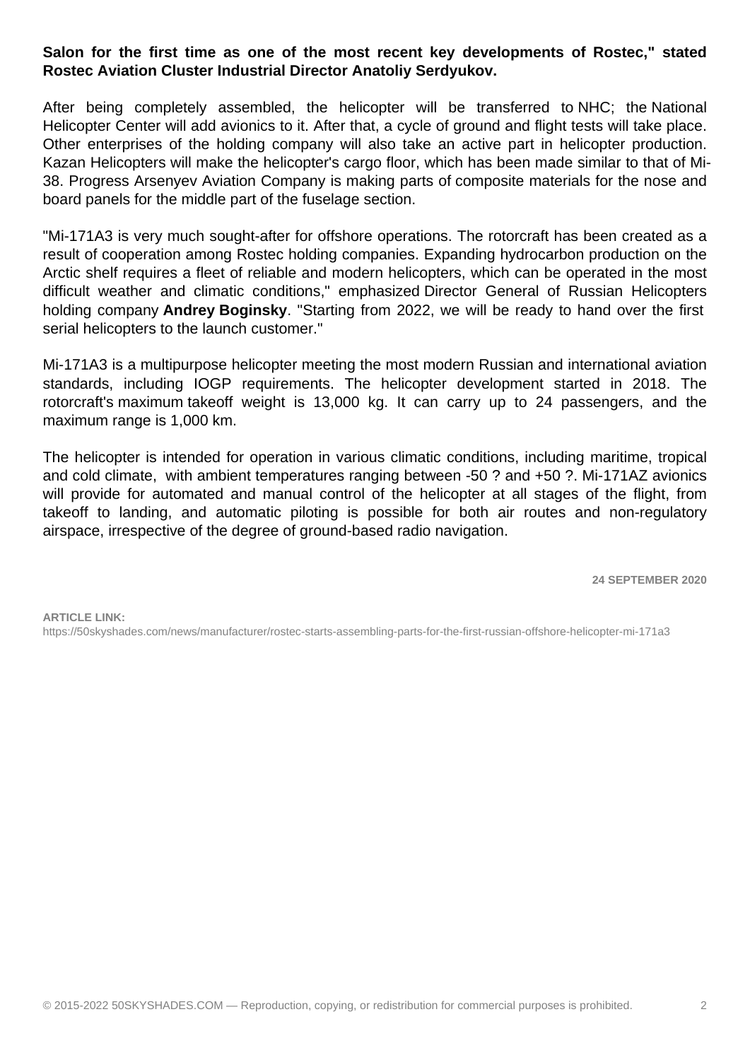**Salon for the first time as one of the most recent key developments of Rostec," stated Rostec Aviation Cluster Industrial Director Anatoliy Serdyukov.**

After being completely assembled, the helicopter will be transferred to NHC; the National Helicopter Center will add avionics to it. After that, a cycle of ground and flight tests will take place. Other enterprises of the holding company will also take an active part in helicopter production. Kazan Helicopters will make the helicopter's cargo floor, which has been made similar to that of Mi-38. Progress Arsenyev Aviation Company is making parts of composite materials for the nose and board panels for the middle part of the fuselage section.

"Mi-171A3 is very much sought-after for offshore operations. The rotorcraft has been created as a result of cooperation among Rostec holding companies. Expanding hydrocarbon production on the Arctic shelf requires a fleet of reliable and modern helicopters, which can be operated in the most difficult weather and climatic conditions," emphasized Director General of Russian Helicopters holding company **Andrey Boginsky**. "Starting from 2022, we will be ready to hand over the first serial helicopters to the launch customer."

Mi-171A3 is a multipurpose helicopter meeting the most modern Russian and international aviation standards, including IOGP requirements. The helicopter development started in 2018. The rotorcraft's maximum takeoff weight is 13,000 kg. It can carry up to 24 passengers, and the maximum range is 1,000 km.

The helicopter is intended for operation in various climatic conditions, including maritime, tropical and cold climate, with ambient temperatures ranging between -50 ? and +50 ?. Mi-171AZ avionics will provide for automated and manual control of the helicopter at all stages of the flight, from takeoff to landing, and automatic piloting is possible for both air routes and non-regulatory airspace, irrespective of the degree of ground-based radio navigation.

**24 SEPTEMBER 2020**

**ARTICLE LINK:**
https://50skyshades.com/news/manufacturer/rostec-starts-assembling-parts-for-the-first-russian-offshore-helicopter-mi-171a3